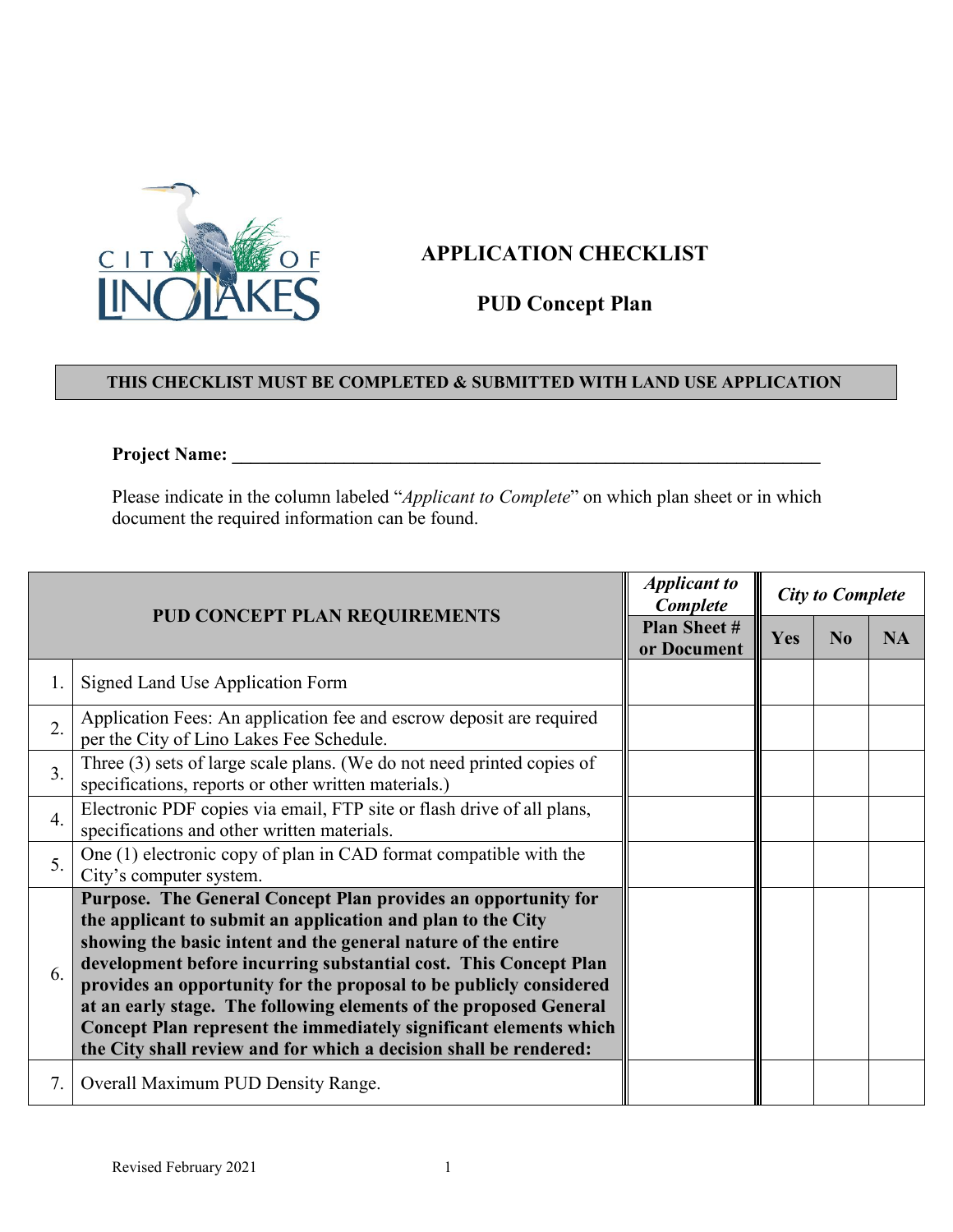# APPLICATION CHECKLIST

## PUD Concept Plan

**THIS CHECKLIST MUST BE COMPLETED & SUBMITTED WITH LAND USE APPLICATION**

**Project Name: ______________________________________________**

Please indicate in the column labeled "*Applicant to Complete*" on which plan sheet or in which document the required information can be found.

| | PUD CONCEPT PLAN REQUIREMENTS | *Applicant to Complete* | *City to Complete* | | |
|---|---|---|---|---|---|
| | | **Plan Sheet # or Document** | **Yes** | **No** | **NA** |
| 1. | Signed Land Use Application Form | | | | |
| 2. | Application Fees: An application fee and escrow deposit are required per the City of Lino Lakes Fee Schedule. | | | | |
| 3. | Three (3) sets of large scale plans. (We do not need printed copies of specifications, reports or other written materials.) | | | | |
| 4. | Electronic PDF copies via email, FTP site or flash drive of all plans, specifications and other written materials. | | | | |
| 5. | One (1) electronic copy of plan in CAD format compatible with the City's computer system. | | | | |
| 6. | **Purpose. The General Concept Plan provides an opportunity for the applicant to submit an application and plan to the City showing the basic intent and the general nature of the entire development before incurring substantial cost. This Concept Plan provides an opportunity for the proposal to be publicly considered at an early stage. The following elements of the proposed General Concept Plan represent the immediately significant elements which the City shall review and for which a decision shall be rendered:** | | | | |
| 7. | Overall Maximum PUD Density Range. | | | | |

Revised February 2021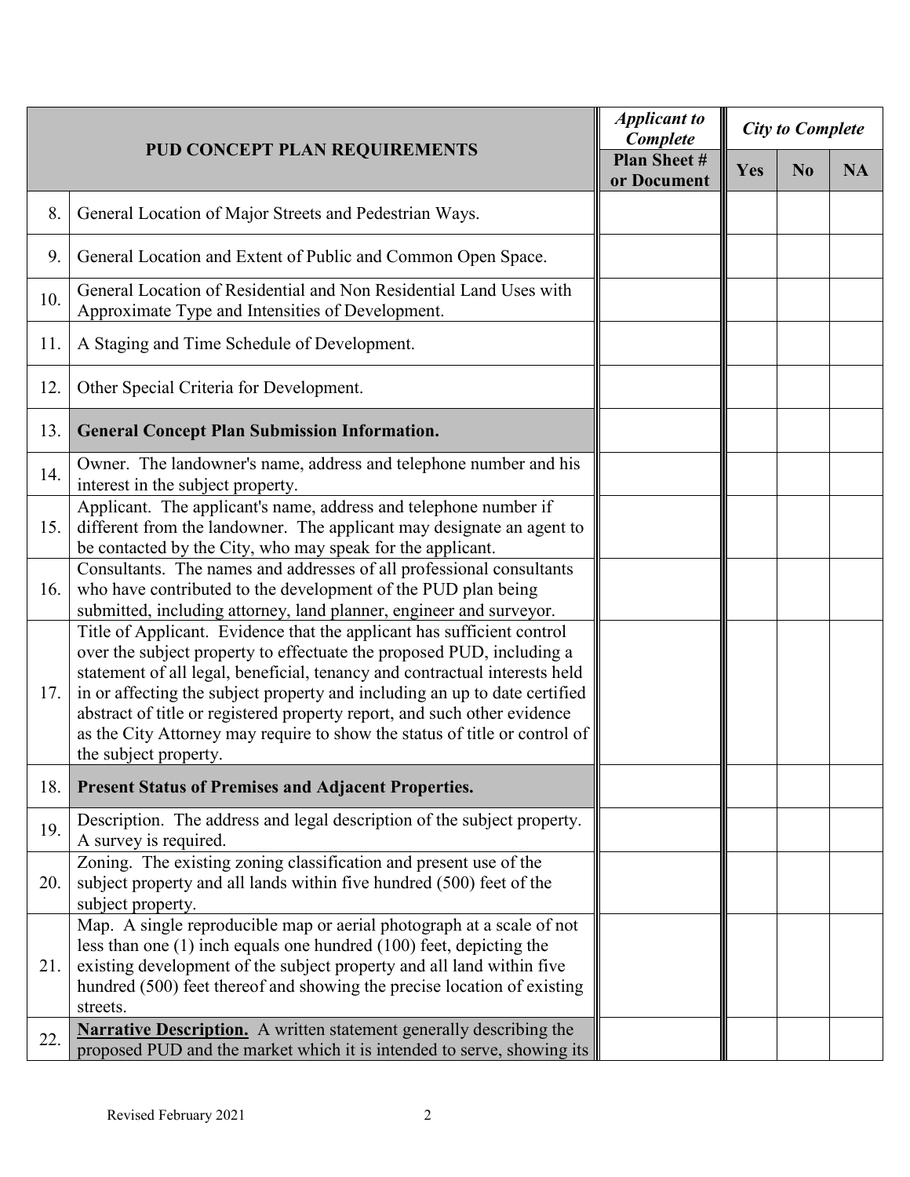| PUD CONCEPT PLAN REQUIREMENTS | | *Applicant to Complete* | *City to Complete* | | |
|---|---|---|---|---|---|
| | | **Plan Sheet # or Document** | **Yes** | **No** | **NA** |
| 8. | General Location of Major Streets and Pedestrian Ways. | | | | |
| 9. | General Location and Extent of Public and Common Open Space. | | | | |
| 10. | General Location of Residential and Non Residential Land Uses with Approximate Type and Intensities of Development. | | | | |
| 11. | A Staging and Time Schedule of Development. | | | | |
| 12. | Other Special Criteria for Development. | | | | |
| 13. | **General Concept Plan Submission Information.** | | | | |
| 14. | Owner. The landowner's name, address and telephone number and his interest in the subject property. | | | | |
| 15. | Applicant. The applicant's name, address and telephone number if different from the landowner. The applicant may designate an agent to be contacted by the City, who may speak for the applicant. | | | | |
| 16. | Consultants. The names and addresses of all professional consultants who have contributed to the development of the PUD plan being submitted, including attorney, land planner, engineer and surveyor. | | | | |
| 17. | Title of Applicant. Evidence that the applicant has sufficient control over the subject property to effectuate the proposed PUD, including a statement of all legal, beneficial, tenancy and contractual interests held in or affecting the subject property and including an up to date certified abstract of title or registered property report, and such other evidence as the City Attorney may require to show the status of title or control of the subject property. | | | | |
| 18. | **Present Status of Premises and Adjacent Properties.** | | | | |
| 19. | Description. The address and legal description of the subject property. A survey is required. | | | | |
| 20. | Zoning. The existing zoning classification and present use of the subject property and all lands within five hundred (500) feet of the subject property. | | | | |
| 21. | Map. A single reproducible map or aerial photograph at a scale of not less than one (1) inch equals one hundred (100) feet, depicting the existing development of the subject property and all land within five hundred (500) feet thereof and showing the precise location of existing streets. | | | | |
| 22. | **Narrative Description.** A written statement generally describing the proposed PUD and the market which it is intended to serve, showing its | | | | |

Revised February 2021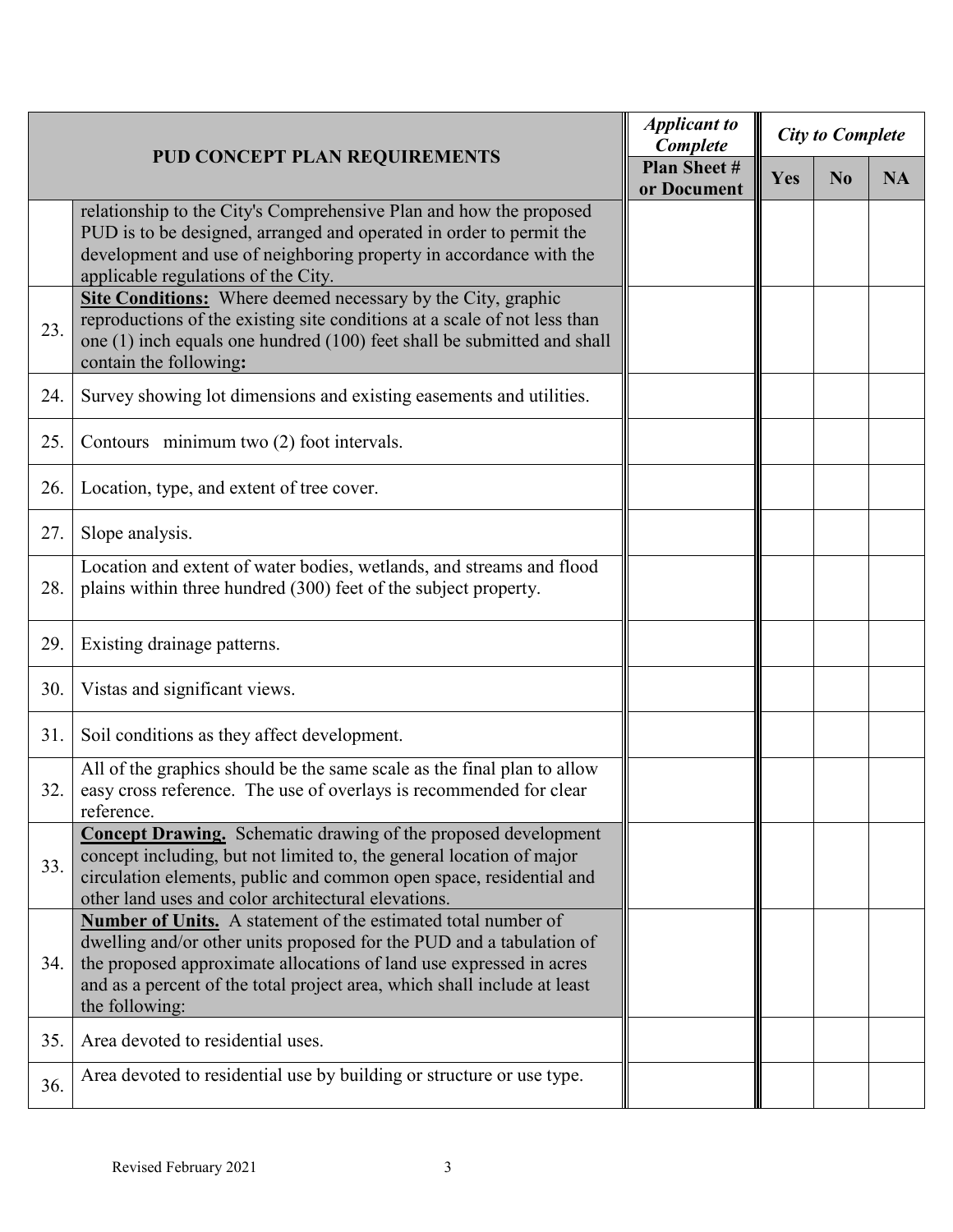| PUD CONCEPT PLAN REQUIREMENTS | | *Applicant to Complete* | *City to Complete* | | |
|---|---|---|---|---|---|
| | | **Plan Sheet # or Document** | **Yes** | **No** | **NA** |
| | relationship to the City's Comprehensive Plan and how the proposed PUD is to be designed, arranged and operated in order to permit the development and use of neighboring property in accordance with the applicable regulations of the City. | | | | |
| 23. | **Site Conditions:** Where deemed necessary by the City, graphic reproductions of the existing site conditions at a scale of not less than one (1) inch equals one hundred (100) feet shall be submitted and shall contain the following**:** | | | | |
| 24. | Survey showing lot dimensions and existing easements and utilities. | | | | |
| 25. | Contours minimum two (2) foot intervals. | | | | |
| 26. | Location, type, and extent of tree cover. | | | | |
| 27. | Slope analysis. | | | | |
| 28. | Location and extent of water bodies, wetlands, and streams and flood plains within three hundred (300) feet of the subject property. | | | | |
| 29. | Existing drainage patterns. | | | | |
| 30. | Vistas and significant views. | | | | |
| 31. | Soil conditions as they affect development. | | | | |
| 32. | All of the graphics should be the same scale as the final plan to allow easy cross reference. The use of overlays is recommended for clear reference. | | | | |
| 33. | **Concept Drawing.** Schematic drawing of the proposed development concept including, but not limited to, the general location of major circulation elements, public and common open space, residential and other land uses and color architectural elevations. | | | | |
| 34. | **Number of Units.** A statement of the estimated total number of dwelling and/or other units proposed for the PUD and a tabulation of the proposed approximate allocations of land use expressed in acres and as a percent of the total project area, which shall include at least the following: | | | | |
| 35. | Area devoted to residential uses. | | | | |
| 36. | Area devoted to residential use by building or structure or use type. | | | | |

Revised February 2021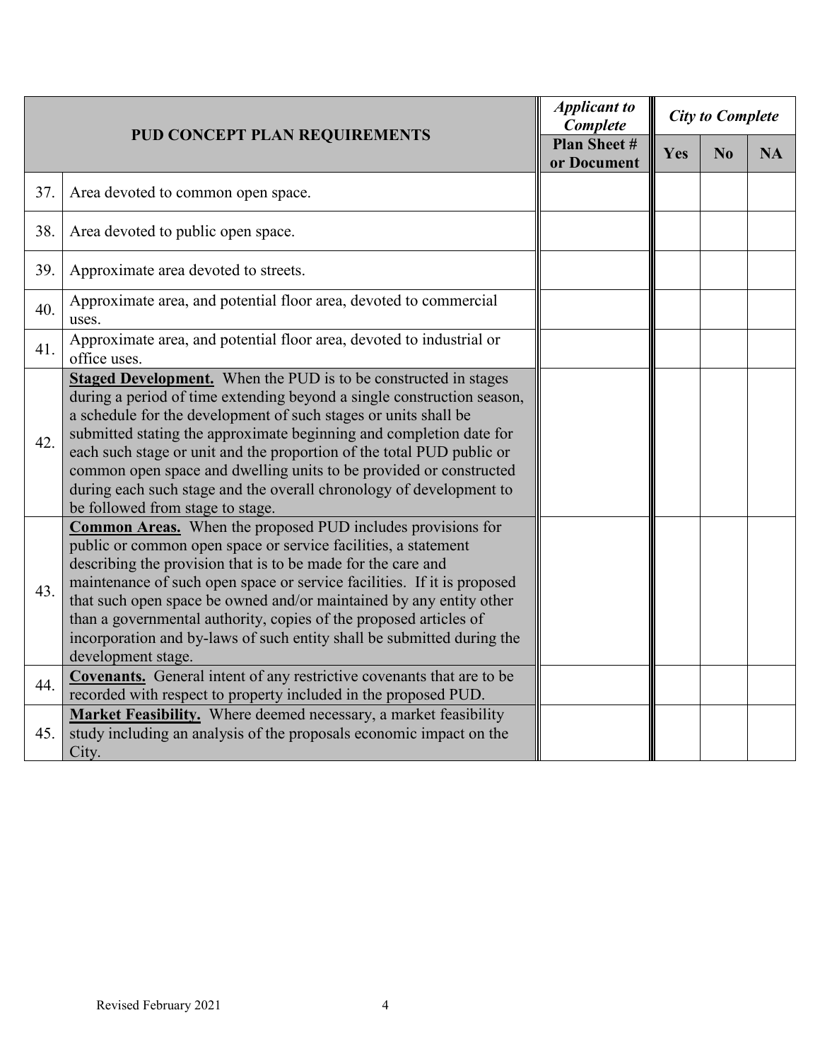| PUD CONCEPT PLAN REQUIREMENTS | | *Applicant to Complete* | *City to Complete* | | |
|---|---|---|---|---|---|
| | | **Plan Sheet # or Document** | **Yes** | **No** | **NA** |
| 37. | Area devoted to common open space. | | | | |
| 38. | Area devoted to public open space. | | | | |
| 39. | Approximate area devoted to streets. | | | | |
| 40. | Approximate area, and potential floor area, devoted to commercial uses. | | | | |
| 41. | Approximate area, and potential floor area, devoted to industrial or office uses. | | | | |
| 42. | **Staged Development.** When the PUD is to be constructed in stages during a period of time extending beyond a single construction season, a schedule for the development of such stages or units shall be submitted stating the approximate beginning and completion date for each such stage or unit and the proportion of the total PUD public or common open space and dwelling units to be provided or constructed during each such stage and the overall chronology of development to be followed from stage to stage. | | | | |
| 43. | **Common Areas.** When the proposed PUD includes provisions for public or common open space or service facilities, a statement describing the provision that is to be made for the care and maintenance of such open space or service facilities. If it is proposed that such open space be owned and/or maintained by any entity other than a governmental authority, copies of the proposed articles of incorporation and by-laws of such entity shall be submitted during the development stage. | | | | |
| 44. | **Covenants.** General intent of any restrictive covenants that are to be recorded with respect to property included in the proposed PUD. | | | | |
| 45. | **Market Feasibility.** Where deemed necessary, a market feasibility study including an analysis of the proposals economic impact on the City. | | | | |

Revised February 2021